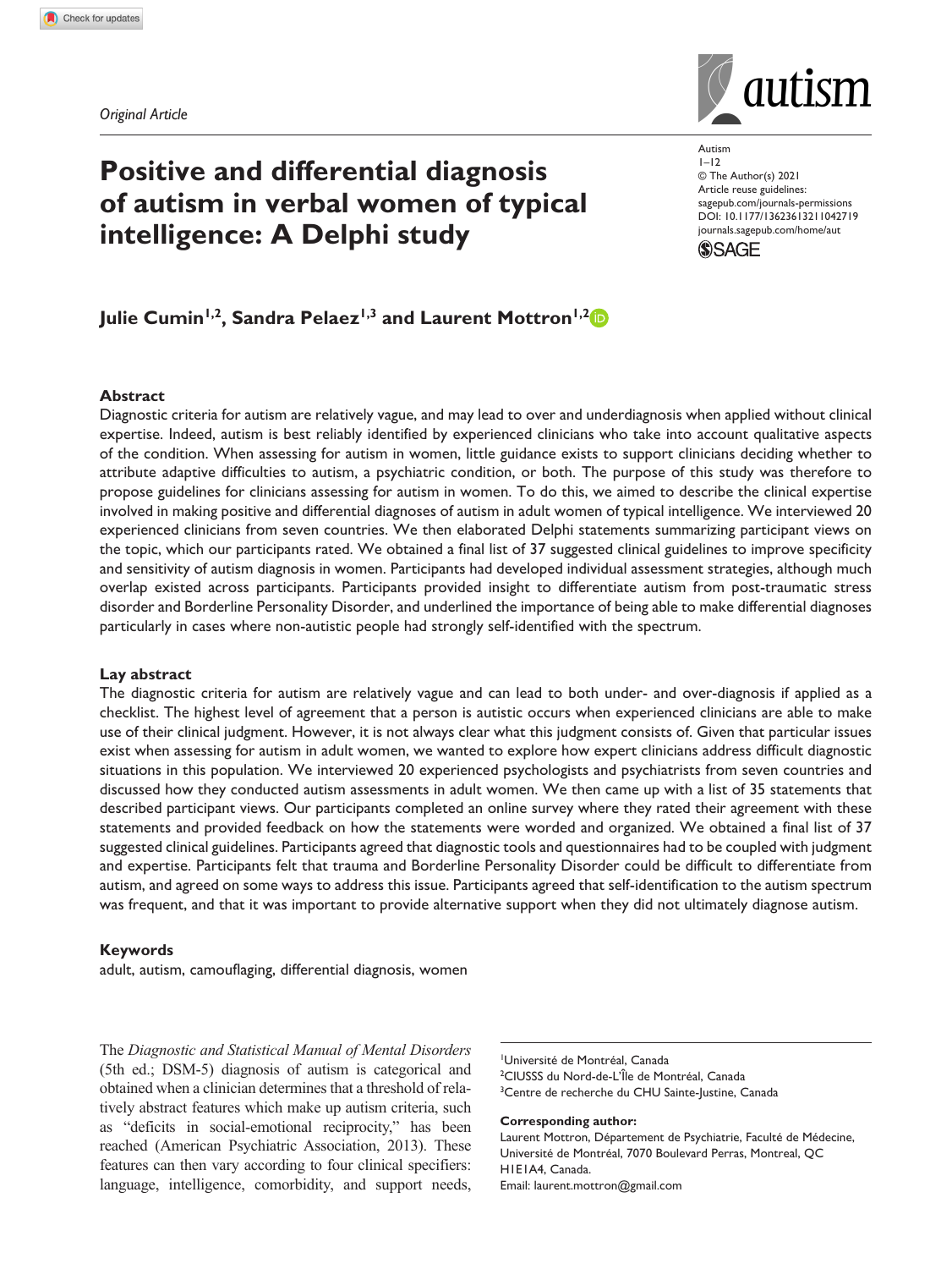*Original Article*

# Positive and differential diagnosis of autism in verbal women of typical intelligence: A Delphi study

**Julie Cumin[1,2], Sandra Pelaez[1,3] and Laurent Mottron[1,2]**

## Abstract

Diagnostic criteria for autism are relatively vague, and may lead to over and underdiagnosis when applied without clinical expertise. Indeed, autism is best reliably identified by experienced clinicians who take into account qualitative aspects of the condition. When assessing for autism in women, little guidance exists to support clinicians deciding whether to attribute adaptive difficulties to autism, a psychiatric condition, or both. The purpose of this study was therefore to propose guidelines for clinicians assessing for autism in women. To do this, we aimed to describe the clinical expertise involved in making positive and differential diagnoses of autism in adult women of typical intelligence. We interviewed 20 experienced clinicians from seven countries. We then elaborated Delphi statements summarizing participant views on the topic, which our participants rated. We obtained a final list of 37 suggested clinical guidelines to improve specificity and sensitivity of autism diagnosis in women. Participants had developed individual assessment strategies, although much overlap existed across participants. Participants provided insight to differentiate autism from post-traumatic stress disorder and Borderline Personality Disorder, and underlined the importance of being able to make differential diagnoses particularly in cases where non-autistic people had strongly self-identified with the spectrum.

## Lay abstract

The diagnostic criteria for autism are relatively vague and can lead to both under- and over-diagnosis if applied as a checklist. The highest level of agreement that a person is autistic occurs when experienced clinicians are able to make use of their clinical judgment. However, it is not always clear what this judgment consists of. Given that particular issues exist when assessing for autism in adult women, we wanted to explore how expert clinicians address difficult diagnostic situations in this population. We interviewed 20 experienced psychologists and psychiatrists from seven countries and discussed how they conducted autism assessments in adult women. We then came up with a list of 35 statements that described participant views. Our participants completed an online survey where they rated their agreement with these statements and provided feedback on how the statements were worded and organized. We obtained a final list of 37 suggested clinical guidelines. Participants agreed that diagnostic tools and questionnaires had to be coupled with judgment and expertise. Participants felt that trauma and Borderline Personality Disorder could be difficult to differentiate from autism, and agreed on some ways to address this issue. Participants agreed that self-identification to the autism spectrum was frequent, and that it was important to provide alternative support when they did not ultimately diagnose autism.

## Keywords

adult, autism, camouflaging, differential diagnosis, women

The *Diagnostic and Statistical Manual of Mental Disorders* (5th ed.; DSM-5) diagnosis of autism is categorical and obtained when a clinician determines that a threshold of relatively abstract features which make up autism criteria, such as "deficits in social-emotional reciprocity," has been reached (American Psychiatric Association, 2013). These features can then vary according to four clinical specifiers: language, intelligence, comorbidity, and support needs,

[1]Université de Montréal, Canada
[2]CIUSSS du Nord-de-L'Île de Montréal, Canada
[3]Centre de recherche du CHU Sainte-Justine, Canada

**Corresponding author:**
Laurent Mottron, Département de Psychiatrie, Faculté de Médecine, Université de Montréal, 7070 Boulevard Perras, Montreal, QC H1E1A4, Canada.
Email: laurent.mottron@gmail.com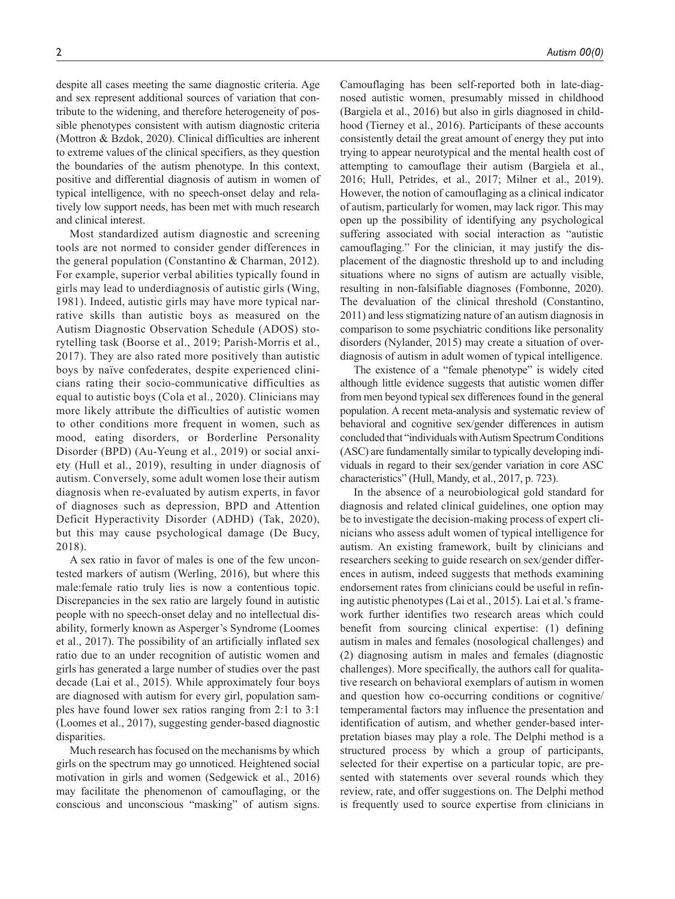despite all cases meeting the same diagnostic criteria. Age and sex represent additional sources of variation that contribute to the widening, and therefore heterogeneity of possible phenotypes consistent with autism diagnostic criteria (Mottron & Bzdok, 2020). Clinical difficulties are inherent to extreme values of the clinical specifiers, as they question the boundaries of the autism phenotype. In this context, positive and differential diagnosis of autism in women of typical intelligence, with no speech-onset delay and relatively low support needs, has been met with much research and clinical interest.

Most standardized autism diagnostic and screening tools are not normed to consider gender differences in the general population (Constantino & Charman, 2012). For example, superior verbal abilities typically found in girls may lead to underdiagnosis of autistic girls (Wing, 1981). Indeed, autistic girls may have more typical narrative skills than autistic boys as measured on the Autism Diagnostic Observation Schedule (ADOS) storytelling task (Boorse et al., 2019; Parish-Morris et al., 2017). They are also rated more positively than autistic boys by naïve confederates, despite experienced clinicians rating their socio-communicative difficulties as equal to autistic boys (Cola et al., 2020). Clinicians may more likely attribute the difficulties of autistic women to other conditions more frequent in women, such as mood, eating disorders, or Borderline Personality Disorder (BPD) (Au-Yeung et al., 2019) or social anxiety (Hull et al., 2019), resulting in under diagnosis of autism. Conversely, some adult women lose their autism diagnosis when re-evaluated by autism experts, in favor of diagnoses such as depression, BPD and Attention Deficit Hyperactivity Disorder (ADHD) (Tak, 2020), but this may cause psychological damage (De Bucy, 2018).

A sex ratio in favor of males is one of the few uncontested markers of autism (Werling, 2016), but where this male:female ratio truly lies is now a contentious topic. Discrepancies in the sex ratio are largely found in autistic people with no speech-onset delay and no intellectual disability, formerly known as Asperger's Syndrome (Loomes et al., 2017). The possibility of an artificially inflated sex ratio due to an under recognition of autistic women and girls has generated a large number of studies over the past decade (Lai et al., 2015). While approximately four boys are diagnosed with autism for every girl, population samples have found lower sex ratios ranging from 2:1 to 3:1 (Loomes et al., 2017), suggesting gender-based diagnostic disparities.

Much research has focused on the mechanisms by which girls on the spectrum may go unnoticed. Heightened social motivation in girls and women (Sedgewick et al., 2016) may facilitate the phenomenon of camouflaging, or the conscious and unconscious "masking" of autism signs. Camouflaging has been self-reported both in late-diagnosed autistic women, presumably missed in childhood (Bargiela et al., 2016) but also in girls diagnosed in childhood (Tierney et al., 2016). Participants of these accounts consistently detail the great amount of energy they put into trying to appear neurotypical and the mental health cost of attempting to camouflage their autism (Bargiela et al., 2016; Hull, Petrides, et al., 2017; Milner et al., 2019). However, the notion of camouflaging as a clinical indicator of autism, particularly for women, may lack rigor. This may open up the possibility of identifying any psychological suffering associated with social interaction as "autistic camouflaging." For the clinician, it may justify the displacement of the diagnostic threshold up to and including situations where no signs of autism are actually visible, resulting in non-falsifiable diagnoses (Fombonne, 2020). The devaluation of the clinical threshold (Constantino, 2011) and less stigmatizing nature of an autism diagnosis in comparison to some psychiatric conditions like personality disorders (Nylander, 2015) may create a situation of overdiagnosis of autism in adult women of typical intelligence.

The existence of a "female phenotype" is widely cited although little evidence suggests that autistic women differ from men beyond typical sex differences found in the general population. A recent meta-analysis and systematic review of behavioral and cognitive sex/gender differences in autism concluded that "individuals with Autism Spectrum Conditions (ASC) are fundamentally similar to typically developing individuals in regard to their sex/gender variation in core ASC characteristics" (Hull, Mandy, et al., 2017, p. 723).

In the absence of a neurobiological gold standard for diagnosis and related clinical guidelines, one option may be to investigate the decision-making process of expert clinicians who assess adult women of typical intelligence for autism. An existing framework, built by clinicians and researchers seeking to guide research on sex/gender differences in autism, indeed suggests that methods examining endorsement rates from clinicians could be useful in refining autistic phenotypes (Lai et al., 2015). Lai et al.'s framework further identifies two research areas which could benefit from sourcing clinical expertise: (1) defining autism in males and females (nosological challenges) and (2) diagnosing autism in males and females (diagnostic challenges). More specifically, the authors call for qualitative research on behavioral exemplars of autism in women and question how co-occurring conditions or cognitive/temperamental factors may influence the presentation and identification of autism, and whether gender-based interpretation biases may play a role. The Delphi method is a structured process by which a group of participants, selected for their expertise on a particular topic, are presented with statements over several rounds which they review, rate, and offer suggestions on. The Delphi method is frequently used to source expertise from clinicians in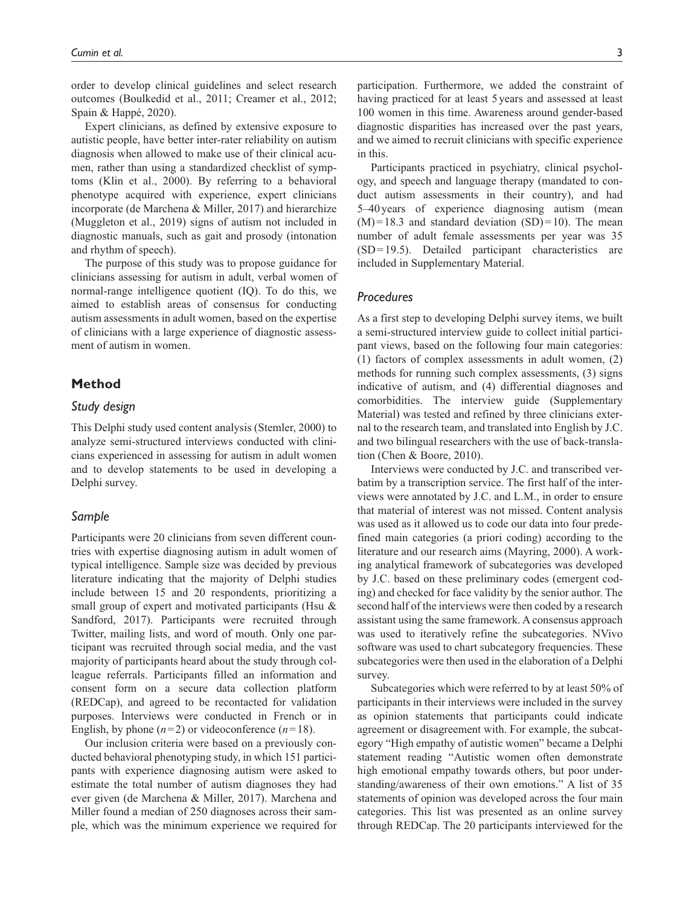order to develop clinical guidelines and select research outcomes (Boulkedid et al., 2011; Creamer et al., 2012; Spain & Happé, 2020).

Expert clinicians, as defined by extensive exposure to autistic people, have better inter-rater reliability on autism diagnosis when allowed to make use of their clinical acumen, rather than using a standardized checklist of symptoms (Klin et al., 2000). By referring to a behavioral phenotype acquired with experience, expert clinicians incorporate (de Marchena & Miller, 2017) and hierarchize (Muggleton et al., 2019) signs of autism not included in diagnostic manuals, such as gait and prosody (intonation and rhythm of speech).

The purpose of this study was to propose guidance for clinicians assessing for autism in adult, verbal women of normal-range intelligence quotient (IQ). To do this, we aimed to establish areas of consensus for conducting autism assessments in adult women, based on the expertise of clinicians with a large experience of diagnostic assessment of autism in women.

## Method

### Study design

This Delphi study used content analysis (Stemler, 2000) to analyze semi-structured interviews conducted with clinicians experienced in assessing for autism in adult women and to develop statements to be used in developing a Delphi survey.

### Sample

Participants were 20 clinicians from seven different countries with expertise diagnosing autism in adult women of typical intelligence. Sample size was decided by previous literature indicating that the majority of Delphi studies include between 15 and 20 respondents, prioritizing a small group of expert and motivated participants (Hsu & Sandford, 2017). Participants were recruited through Twitter, mailing lists, and word of mouth. Only one participant was recruited through social media, and the vast majority of participants heard about the study through colleague referrals. Participants filled an information and consent form on a secure data collection platform (REDCap), and agreed to be recontacted for validation purposes. Interviews were conducted in French or in English, by phone ($n=2$) or videoconference ($n=18$).

Our inclusion criteria were based on a previously conducted behavioral phenotyping study, in which 151 participants with experience diagnosing autism were asked to estimate the total number of autism diagnoses they had ever given (de Marchena & Miller, 2017). Marchena and Miller found a median of 250 diagnoses across their sample, which was the minimum experience we required for participation. Furthermore, we added the constraint of having practiced for at least 5 years and assessed at least 100 women in this time. Awareness around gender-based diagnostic disparities has increased over the past years, and we aimed to recruit clinicians with specific experience in this.

Participants practiced in psychiatry, clinical psychology, and speech and language therapy (mandated to conduct autism assessments in their country), and had 5–40 years of experience diagnosing autism (mean $(M)=18.3$ and standard deviation $(SD)=10$). The mean number of adult female assessments per year was 35 ($SD=19.5$). Detailed participant characteristics are included in Supplementary Material.

### Procedures

As a first step to developing Delphi survey items, we built a semi-structured interview guide to collect initial participant views, based on the following four main categories: (1) factors of complex assessments in adult women, (2) methods for running such complex assessments, (3) signs indicative of autism, and (4) differential diagnoses and comorbidities. The interview guide (Supplementary Material) was tested and refined by three clinicians external to the research team, and translated into English by J.C. and two bilingual researchers with the use of back-translation (Chen & Boore, 2010).

Interviews were conducted by J.C. and transcribed verbatim by a transcription service. The first half of the interviews were annotated by J.C. and L.M., in order to ensure that material of interest was not missed. Content analysis was used as it allowed us to code our data into four predefined main categories (a priori coding) according to the literature and our research aims (Mayring, 2000). A working analytical framework of subcategories was developed by J.C. based on these preliminary codes (emergent coding) and checked for face validity by the senior author. The second half of the interviews were then coded by a research assistant using the same framework. A consensus approach was used to iteratively refine the subcategories. NVivo software was used to chart subcategory frequencies. These subcategories were then used in the elaboration of a Delphi survey.

Subcategories which were referred to by at least 50% of participants in their interviews were included in the survey as opinion statements that participants could indicate agreement or disagreement with. For example, the subcategory "High empathy of autistic women" became a Delphi statement reading "Autistic women often demonstrate high emotional empathy towards others, but poor understanding/awareness of their own emotions." A list of 35 statements of opinion was developed across the four main categories. This list was presented as an online survey through REDCap. The 20 participants interviewed for the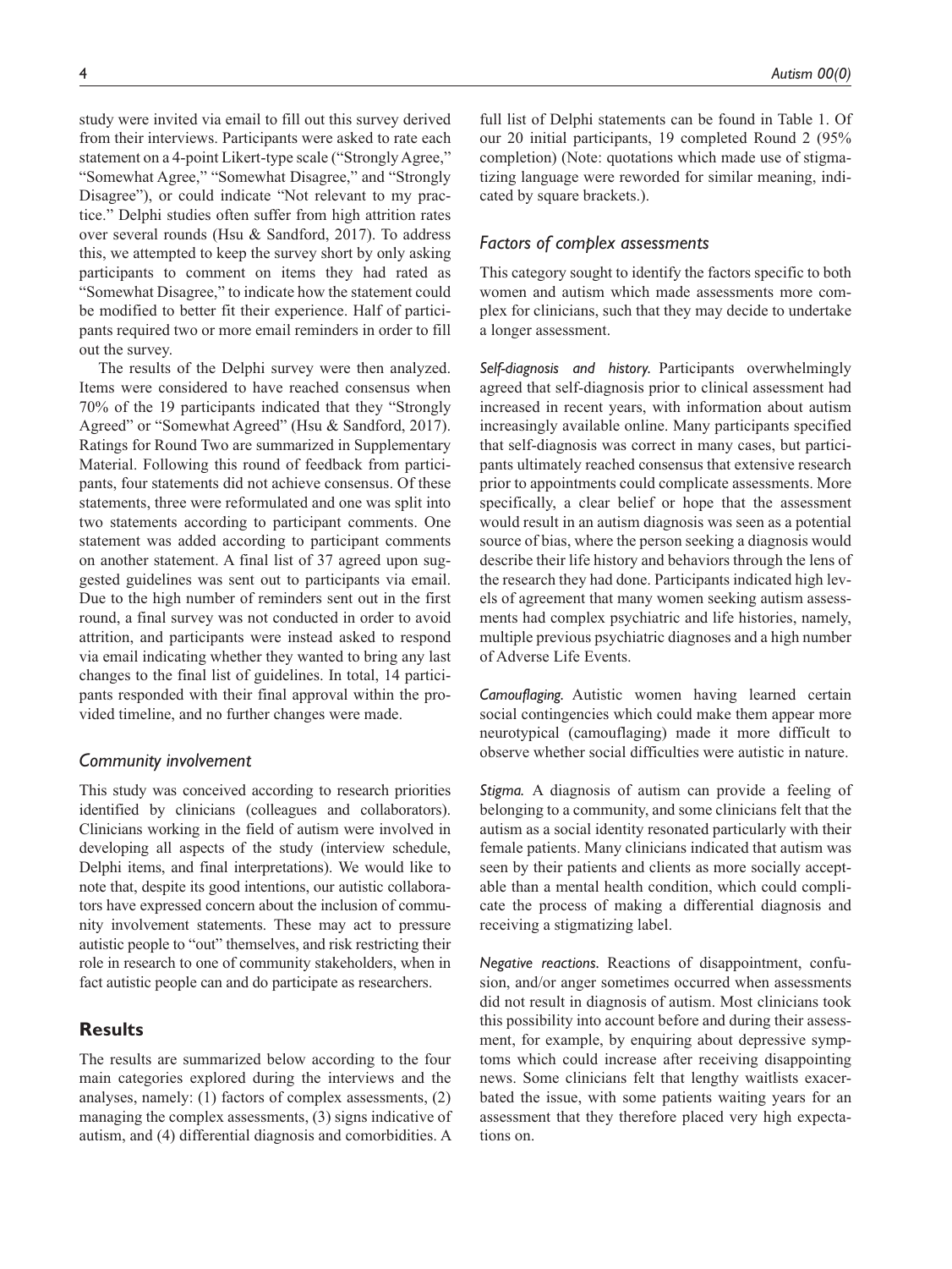study were invited via email to fill out this survey derived from their interviews. Participants were asked to rate each statement on a 4-point Likert-type scale ("Strongly Agree," "Somewhat Agree," "Somewhat Disagree," and "Strongly Disagree"), or could indicate "Not relevant to my practice." Delphi studies often suffer from high attrition rates over several rounds (Hsu & Sandford, 2017). To address this, we attempted to keep the survey short by only asking participants to comment on items they had rated as "Somewhat Disagree," to indicate how the statement could be modified to better fit their experience. Half of participants required two or more email reminders in order to fill out the survey.

The results of the Delphi survey were then analyzed. Items were considered to have reached consensus when 70% of the 19 participants indicated that they "Strongly Agreed" or "Somewhat Agreed" (Hsu & Sandford, 2017). Ratings for Round Two are summarized in Supplementary Material. Following this round of feedback from participants, four statements did not achieve consensus. Of these statements, three were reformulated and one was split into two statements according to participant comments. One statement was added according to participant comments on another statement. A final list of 37 agreed upon suggested guidelines was sent out to participants via email. Due to the high number of reminders sent out in the first round, a final survey was not conducted in order to avoid attrition, and participants were instead asked to respond via email indicating whether they wanted to bring any last changes to the final list of guidelines. In total, 14 participants responded with their final approval within the provided timeline, and no further changes were made.

### *Community involvement*

This study was conceived according to research priorities identified by clinicians (colleagues and collaborators). Clinicians working in the field of autism were involved in developing all aspects of the study (interview schedule, Delphi items, and final interpretations). We would like to note that, despite its good intentions, our autistic collaborators have expressed concern about the inclusion of community involvement statements. These may act to pressure autistic people to "out" themselves, and risk restricting their role in research to one of community stakeholders, when in fact autistic people can and do participate as researchers.

## **Results**

The results are summarized below according to the four main categories explored during the interviews and the analyses, namely: (1) factors of complex assessments, (2) managing the complex assessments, (3) signs indicative of autism, and (4) differential diagnosis and comorbidities. A full list of Delphi statements can be found in Table 1. Of our 20 initial participants, 19 completed Round 2 (95% completion) (Note: quotations which made use of stigmatizing language were reworded for similar meaning, indicated by square brackets.).

### *Factors of complex assessments*

This category sought to identify the factors specific to both women and autism which made assessments more complex for clinicians, such that they may decide to undertake a longer assessment.

***Self-diagnosis and history.*** Participants overwhelmingly agreed that self-diagnosis prior to clinical assessment had increased in recent years, with information about autism increasingly available online. Many participants specified that self-diagnosis was correct in many cases, but participants ultimately reached consensus that extensive research prior to appointments could complicate assessments. More specifically, a clear belief or hope that the assessment would result in an autism diagnosis was seen as a potential source of bias, where the person seeking a diagnosis would describe their life history and behaviors through the lens of the research they had done. Participants indicated high levels of agreement that many women seeking autism assessments had complex psychiatric and life histories, namely, multiple previous psychiatric diagnoses and a high number of Adverse Life Events.

***Camouflaging.*** Autistic women having learned certain social contingencies which could make them appear more neurotypical (camouflaging) made it more difficult to observe whether social difficulties were autistic in nature.

***Stigma.*** A diagnosis of autism can provide a feeling of belonging to a community, and some clinicians felt that the autism as a social identity resonated particularly with their female patients. Many clinicians indicated that autism was seen by their patients and clients as more socially acceptable than a mental health condition, which could complicate the process of making a differential diagnosis and receiving a stigmatizing label.

***Negative reactions.*** Reactions of disappointment, confusion, and/or anger sometimes occurred when assessments did not result in diagnosis of autism. Most clinicians took this possibility into account before and during their assessment, for example, by enquiring about depressive symptoms which could increase after receiving disappointing news. Some clinicians felt that lengthy waitlists exacerbated the issue, with some patients waiting years for an assessment that they therefore placed very high expectations on.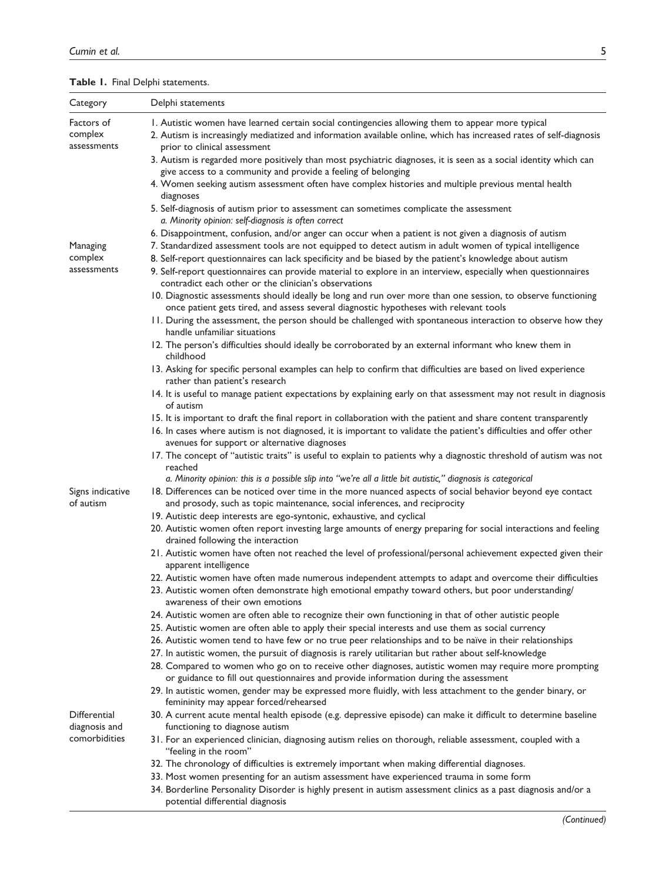**Table 1.** Final Delphi statements.

| Category | Delphi statements |
|---|---|
| Factors of complex assessments | 1. Autistic women have learned certain social contingencies allowing them to appear more typical |
| | 2. Autism is increasingly mediatized and information available online, which has increased rates of self-diagnosis prior to clinical assessment |
| | 3. Autism is regarded more positively than most psychiatric diagnoses, it is seen as a social identity which can give access to a community and provide a feeling of belonging |
| | 4. Women seeking autism assessment often have complex histories and multiple previous mental health diagnoses |
| | 5. Self-diagnosis of autism prior to assessment can sometimes complicate the assessment *a. Minority opinion: self-diagnosis is often correct* |
| | 6. Disappointment, confusion, and/or anger can occur when a patient is not given a diagnosis of autism |
| Managing complex assessments | 7. Standardized assessment tools are not equipped to detect autism in adult women of typical intelligence |
| | 8. Self-report questionnaires can lack specificity and be biased by the patient's knowledge about autism |
| | 9. Self-report questionnaires can provide material to explore in an interview, especially when questionnaires contradict each other or the clinician's observations |
| | 10. Diagnostic assessments should ideally be long and run over more than one session, to observe functioning once patient gets tired, and assess several diagnostic hypotheses with relevant tools |
| | 11. During the assessment, the person should be challenged with spontaneous interaction to observe how they handle unfamiliar situations |
| | 12. The person's difficulties should ideally be corroborated by an external informant who knew them in childhood |
| | 13. Asking for specific personal examples can help to confirm that difficulties are based on lived experience rather than patient's research |
| | 14. It is useful to manage patient expectations by explaining early on that assessment may not result in diagnosis of autism |
| | 15. It is important to draft the final report in collaboration with the patient and share content transparently |
| | 16. In cases where autism is not diagnosed, it is important to validate the patient's difficulties and offer other avenues for support or alternative diagnoses |
| | 17. The concept of "autistic traits" is useful to explain to patients why a diagnostic threshold of autism was not reached *a. Minority opinion: this is a possible slip into "we're all a little bit autistic," diagnosis is categorical* |
| Signs indicative of autism | 18. Differences can be noticed over time in the more nuanced aspects of social behavior beyond eye contact and prosody, such as topic maintenance, social inferences, and reciprocity |
| | 19. Autistic deep interests are ego-syntonic, exhaustive, and cyclical |
| | 20. Autistic women often report investing large amounts of energy preparing for social interactions and feeling drained following the interaction |
| | 21. Autistic women have often not reached the level of professional/personal achievement expected given their apparent intelligence |
| | 22. Autistic women have often made numerous independent attempts to adapt and overcome their difficulties |
| | 23. Autistic women often demonstrate high emotional empathy toward others, but poor understanding/awareness of their own emotions |
| | 24. Autistic women are often able to recognize their own functioning in that of other autistic people |
| | 25. Autistic women are often able to apply their special interests and use them as social currency |
| | 26. Autistic women tend to have few or no true peer relationships and to be naïve in their relationships |
| | 27. In autistic women, the pursuit of diagnosis is rarely utilitarian but rather about self-knowledge |
| | 28. Compared to women who go on to receive other diagnoses, autistic women may require more prompting or guidance to fill out questionnaires and provide information during the assessment |
| | 29. In autistic women, gender may be expressed more fluidly, with less attachment to the gender binary, or femininity may appear forced/rehearsed |
| Differential diagnosis and comorbidities | 30. A current acute mental health episode (e.g. depressive episode) can make it difficult to determine baseline functioning to diagnose autism |
| | 31. For an experienced clinician, diagnosing autism relies on thorough, reliable assessment, coupled with a "feeling in the room" |
| | 32. The chronology of difficulties is extremely important when making differential diagnoses. |
| | 33. Most women presenting for an autism assessment have experienced trauma in some form |
| | 34. Borderline Personality Disorder is highly present in autism assessment clinics as a past diagnosis and/or a potential differential diagnosis |

*(Continued)*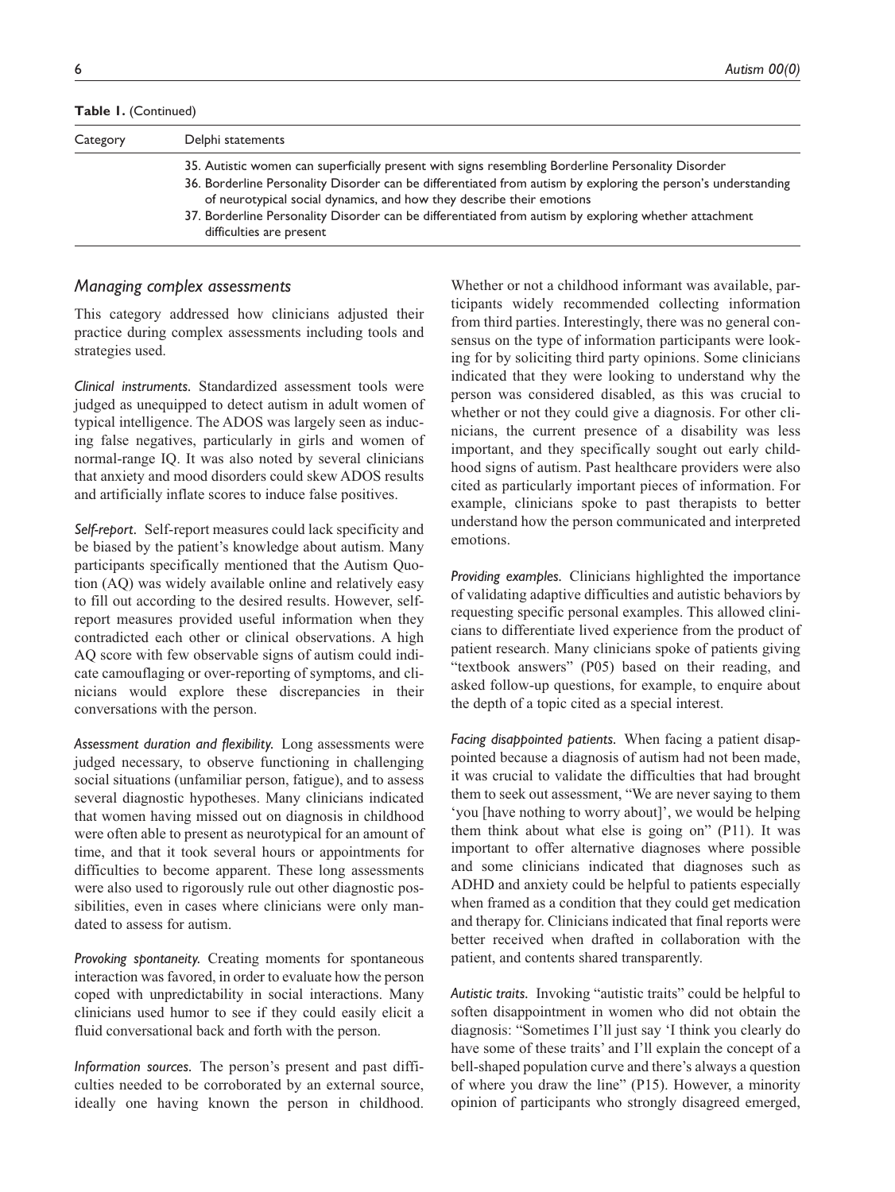**Table 1.** (Continued)

| Category | Delphi statements |
| --- | --- |
| | 35. Autistic women can superficially present with signs resembling Borderline Personality Disorder |
| | 36. Borderline Personality Disorder can be differentiated from autism by exploring the person's understanding of neurotypical social dynamics, and how they describe their emotions |
| | 37. Borderline Personality Disorder can be differentiated from autism by exploring whether attachment difficulties are present |

### *Managing complex assessments*

This category addressed how clinicians adjusted their practice during complex assessments including tools and strategies used.

*Clinical instruments.* Standardized assessment tools were judged as unequipped to detect autism in adult women of typical intelligence. The ADOS was largely seen as inducing false negatives, particularly in girls and women of normal-range IQ. It was also noted by several clinicians that anxiety and mood disorders could skew ADOS results and artificially inflate scores to induce false positives.

*Self-report.* Self-report measures could lack specificity and be biased by the patient's knowledge about autism. Many participants specifically mentioned that the Autism Quotion (AQ) was widely available online and relatively easy to fill out according to the desired results. However, self-report measures provided useful information when they contradicted each other or clinical observations. A high AQ score with few observable signs of autism could indicate camouflaging or over-reporting of symptoms, and clinicians would explore these discrepancies in their conversations with the person.

*Assessment duration and flexibility.* Long assessments were judged necessary, to observe functioning in challenging social situations (unfamiliar person, fatigue), and to assess several diagnostic hypotheses. Many clinicians indicated that women having missed out on diagnosis in childhood were often able to present as neurotypical for an amount of time, and that it took several hours or appointments for difficulties to become apparent. These long assessments were also used to rigorously rule out other diagnostic possibilities, even in cases where clinicians were only mandated to assess for autism.

*Provoking spontaneity.* Creating moments for spontaneous interaction was favored, in order to evaluate how the person coped with unpredictability in social interactions. Many clinicians used humor to see if they could easily elicit a fluid conversational back and forth with the person.

*Information sources.* The person's present and past difficulties needed to be corroborated by an external source, ideally one having known the person in childhood. Whether or not a childhood informant was available, participants widely recommended collecting information from third parties. Interestingly, there was no general consensus on the type of information participants were looking for by soliciting third party opinions. Some clinicians indicated that they were looking to understand why the person was considered disabled, as this was crucial to whether or not they could give a diagnosis. For other clinicians, the current presence of a disability was less important, and they specifically sought out early childhood signs of autism. Past healthcare providers were also cited as particularly important pieces of information. For example, clinicians spoke to past therapists to better understand how the person communicated and interpreted emotions.

*Providing examples.* Clinicians highlighted the importance of validating adaptive difficulties and autistic behaviors by requesting specific personal examples. This allowed clinicians to differentiate lived experience from the product of patient research. Many clinicians spoke of patients giving "textbook answers" (P05) based on their reading, and asked follow-up questions, for example, to enquire about the depth of a topic cited as a special interest.

*Facing disappointed patients.* When facing a patient disappointed because a diagnosis of autism had not been made, it was crucial to validate the difficulties that had brought them to seek out assessment, "We are never saying to them 'you [have nothing to worry about]', we would be helping them think about what else is going on" (P11). It was important to offer alternative diagnoses where possible and some clinicians indicated that diagnoses such as ADHD and anxiety could be helpful to patients especially when framed as a condition that they could get medication and therapy for. Clinicians indicated that final reports were better received when drafted in collaboration with the patient, and contents shared transparently.

*Autistic traits.* Invoking "autistic traits" could be helpful to soften disappointment in women who did not obtain the diagnosis: "Sometimes I'll just say 'I think you clearly do have some of these traits' and I'll explain the concept of a bell-shaped population curve and there's always a question of where you draw the line" (P15). However, a minority opinion of participants who strongly disagreed emerged,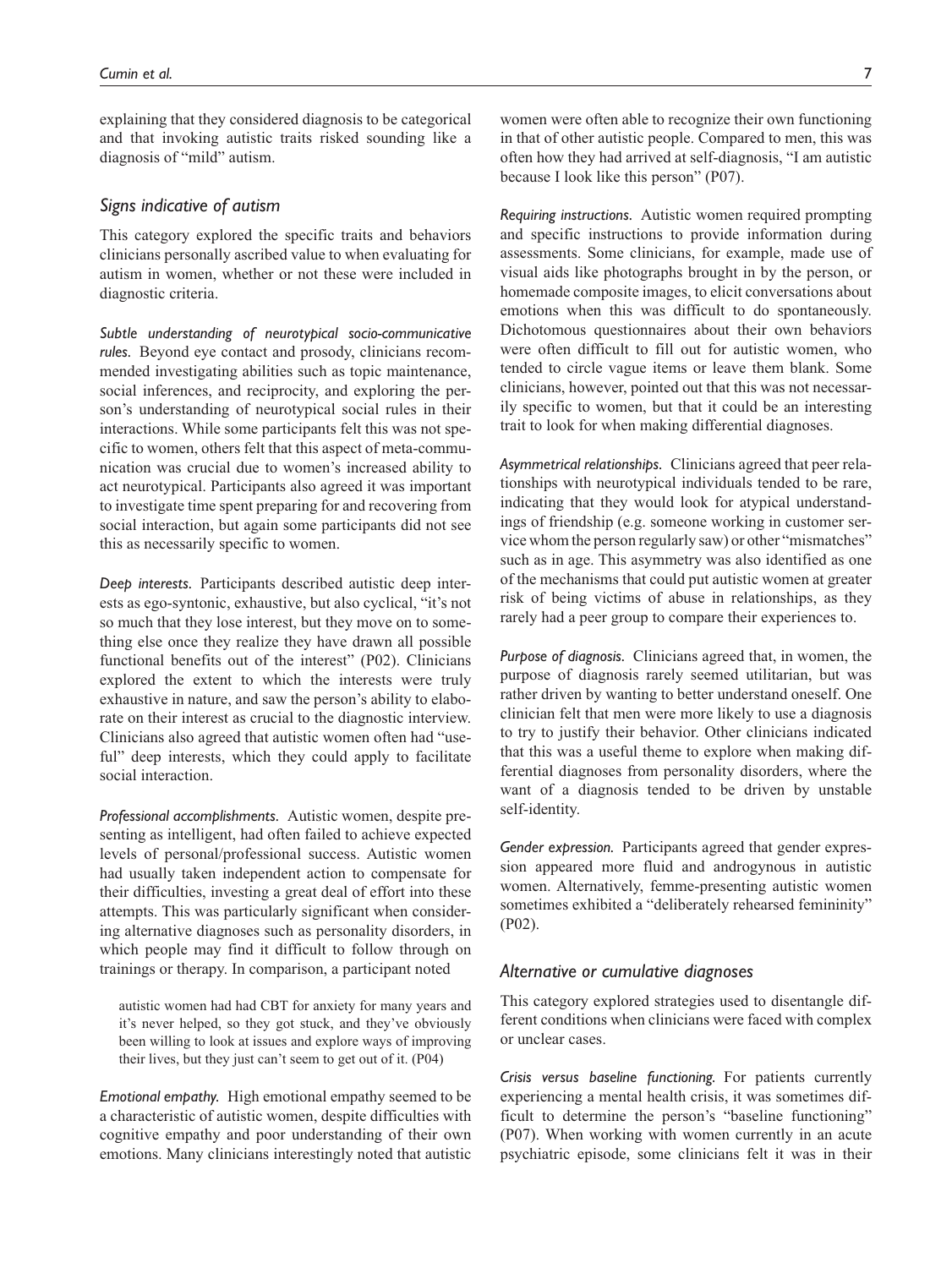explaining that they considered diagnosis to be categorical and that invoking autistic traits risked sounding like a diagnosis of "mild" autism.

### *Signs indicative of autism*

This category explored the specific traits and behaviors clinicians personally ascribed value to when evaluating for autism in women, whether or not these were included in diagnostic criteria.

*Subtle understanding of neurotypical socio-communicative rules.* Beyond eye contact and prosody, clinicians recommended investigating abilities such as topic maintenance, social inferences, and reciprocity, and exploring the person's understanding of neurotypical social rules in their interactions. While some participants felt this was not specific to women, others felt that this aspect of meta-communication was crucial due to women's increased ability to act neurotypical. Participants also agreed it was important to investigate time spent preparing for and recovering from social interaction, but again some participants did not see this as necessarily specific to women.

*Deep interests.* Participants described autistic deep interests as ego-syntonic, exhaustive, but also cyclical, "it's not so much that they lose interest, but they move on to something else once they realize they have drawn all possible functional benefits out of the interest" (P02). Clinicians explored the extent to which the interests were truly exhaustive in nature, and saw the person's ability to elaborate on their interest as crucial to the diagnostic interview. Clinicians also agreed that autistic women often had "useful" deep interests, which they could apply to facilitate social interaction.

*Professional accomplishments.* Autistic women, despite presenting as intelligent, had often failed to achieve expected levels of personal/professional success. Autistic women had usually taken independent action to compensate for their difficulties, investing a great deal of effort into these attempts. This was particularly significant when considering alternative diagnoses such as personality disorders, in which people may find it difficult to follow through on trainings or therapy. In comparison, a participant noted

> autistic women had had CBT for anxiety for many years and it's never helped, so they got stuck, and they've obviously been willing to look at issues and explore ways of improving their lives, but they just can't seem to get out of it. (P04)

*Emotional empathy.* High emotional empathy seemed to be a characteristic of autistic women, despite difficulties with cognitive empathy and poor understanding of their own emotions. Many clinicians interestingly noted that autistic women were often able to recognize their own functioning in that of other autistic people. Compared to men, this was often how they had arrived at self-diagnosis, "I am autistic because I look like this person" (P07).

*Requiring instructions.* Autistic women required prompting and specific instructions to provide information during assessments. Some clinicians, for example, made use of visual aids like photographs brought in by the person, or homemade composite images, to elicit conversations about emotions when this was difficult to do spontaneously. Dichotomous questionnaires about their own behaviors were often difficult to fill out for autistic women, who tended to circle vague items or leave them blank. Some clinicians, however, pointed out that this was not necessarily specific to women, but that it could be an interesting trait to look for when making differential diagnoses.

*Asymmetrical relationships.* Clinicians agreed that peer relationships with neurotypical individuals tended to be rare, indicating that they would look for atypical understandings of friendship (e.g. someone working in customer service whom the person regularly saw) or other "mismatches" such as in age. This asymmetry was also identified as one of the mechanisms that could put autistic women at greater risk of being victims of abuse in relationships, as they rarely had a peer group to compare their experiences to.

*Purpose of diagnosis.* Clinicians agreed that, in women, the purpose of diagnosis rarely seemed utilitarian, but was rather driven by wanting to better understand oneself. One clinician felt that men were more likely to use a diagnosis to try to justify their behavior. Other clinicians indicated that this was a useful theme to explore when making differential diagnoses from personality disorders, where the want of a diagnosis tended to be driven by unstable self-identity.

*Gender expression.* Participants agreed that gender expression appeared more fluid and androgynous in autistic women. Alternatively, femme-presenting autistic women sometimes exhibited a "deliberately rehearsed femininity" (P02).

### *Alternative or cumulative diagnoses*

This category explored strategies used to disentangle different conditions when clinicians were faced with complex or unclear cases.

*Crisis versus baseline functioning.* For patients currently experiencing a mental health crisis, it was sometimes difficult to determine the person's "baseline functioning" (P07). When working with women currently in an acute psychiatric episode, some clinicians felt it was in their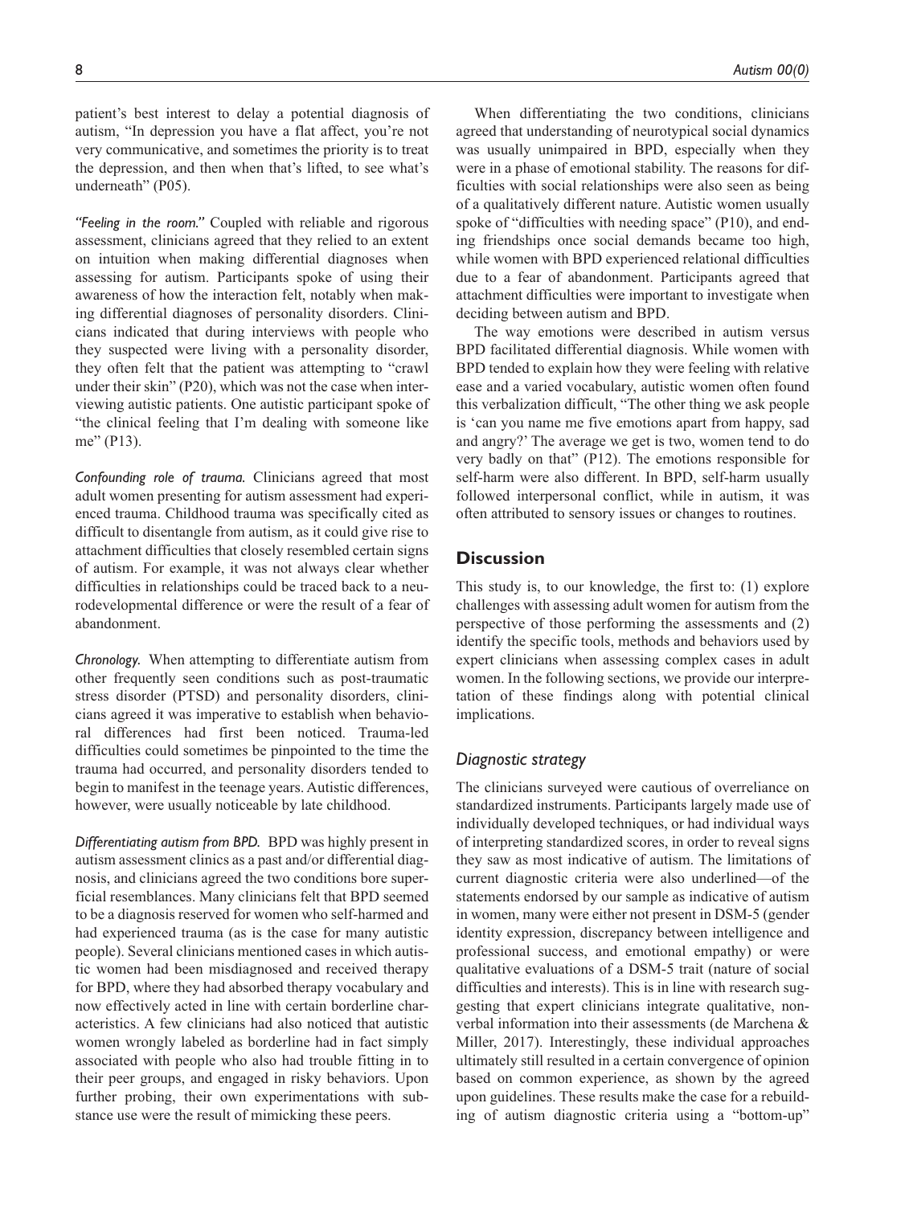patient's best interest to delay a potential diagnosis of autism, "In depression you have a flat affect, you're not very communicative, and sometimes the priority is to treat the depression, and then when that's lifted, to see what's underneath" (P05).

*"Feeling in the room."* Coupled with reliable and rigorous assessment, clinicians agreed that they relied to an extent on intuition when making differential diagnoses when assessing for autism. Participants spoke of using their awareness of how the interaction felt, notably when making differential diagnoses of personality disorders. Clinicians indicated that during interviews with people who they suspected were living with a personality disorder, they often felt that the patient was attempting to "crawl under their skin" (P20), which was not the case when interviewing autistic patients. One autistic participant spoke of "the clinical feeling that I'm dealing with someone like me" (P13).

*Confounding role of trauma.* Clinicians agreed that most adult women presenting for autism assessment had experienced trauma. Childhood trauma was specifically cited as difficult to disentangle from autism, as it could give rise to attachment difficulties that closely resembled certain signs of autism. For example, it was not always clear whether difficulties in relationships could be traced back to a neurodevelopmental difference or were the result of a fear of abandonment.

*Chronology.* When attempting to differentiate autism from other frequently seen conditions such as post-traumatic stress disorder (PTSD) and personality disorders, clinicians agreed it was imperative to establish when behavioral differences had first been noticed. Trauma-led difficulties could sometimes be pinpointed to the time the trauma had occurred, and personality disorders tended to begin to manifest in the teenage years. Autistic differences, however, were usually noticeable by late childhood.

*Differentiating autism from BPD.* BPD was highly present in autism assessment clinics as a past and/or differential diagnosis, and clinicians agreed the two conditions bore superficial resemblances. Many clinicians felt that BPD seemed to be a diagnosis reserved for women who self-harmed and had experienced trauma (as is the case for many autistic people). Several clinicians mentioned cases in which autistic women had been misdiagnosed and received therapy for BPD, where they had absorbed therapy vocabulary and now effectively acted in line with certain borderline characteristics. A few clinicians had also noticed that autistic women wrongly labeled as borderline had in fact simply associated with people who also had trouble fitting in to their peer groups, and engaged in risky behaviors. Upon further probing, their own experimentations with substance use were the result of mimicking these peers.

When differentiating the two conditions, clinicians agreed that understanding of neurotypical social dynamics was usually unimpaired in BPD, especially when they were in a phase of emotional stability. The reasons for difficulties with social relationships were also seen as being of a qualitatively different nature. Autistic women usually spoke of "difficulties with needing space" (P10), and ending friendships once social demands became too high, while women with BPD experienced relational difficulties due to a fear of abandonment. Participants agreed that attachment difficulties were important to investigate when deciding between autism and BPD.

The way emotions were described in autism versus BPD facilitated differential diagnosis. While women with BPD tended to explain how they were feeling with relative ease and a varied vocabulary, autistic women often found this verbalization difficult, "The other thing we ask people is 'can you name me five emotions apart from happy, sad and angry?' The average we get is two, women tend to do very badly on that" (P12). The emotions responsible for self-harm were also different. In BPD, self-harm usually followed interpersonal conflict, while in autism, it was often attributed to sensory issues or changes to routines.

## Discussion

This study is, to our knowledge, the first to: (1) explore challenges with assessing adult women for autism from the perspective of those performing the assessments and (2) identify the specific tools, methods and behaviors used by expert clinicians when assessing complex cases in adult women. In the following sections, we provide our interpretation of these findings along with potential clinical implications.

### *Diagnostic strategy*

The clinicians surveyed were cautious of overreliance on standardized instruments. Participants largely made use of individually developed techniques, or had individual ways of interpreting standardized scores, in order to reveal signs they saw as most indicative of autism. The limitations of current diagnostic criteria were also underlined—of the statements endorsed by our sample as indicative of autism in women, many were either not present in DSM-5 (gender identity expression, discrepancy between intelligence and professional success, and emotional empathy) or were qualitative evaluations of a DSM-5 trait (nature of social difficulties and interests). This is in line with research suggesting that expert clinicians integrate qualitative, nonverbal information into their assessments (de Marchena & Miller, 2017). Interestingly, these individual approaches ultimately still resulted in a certain convergence of opinion based on common experience, as shown by the agreed upon guidelines. These results make the case for a rebuilding of autism diagnostic criteria using a "bottom-up"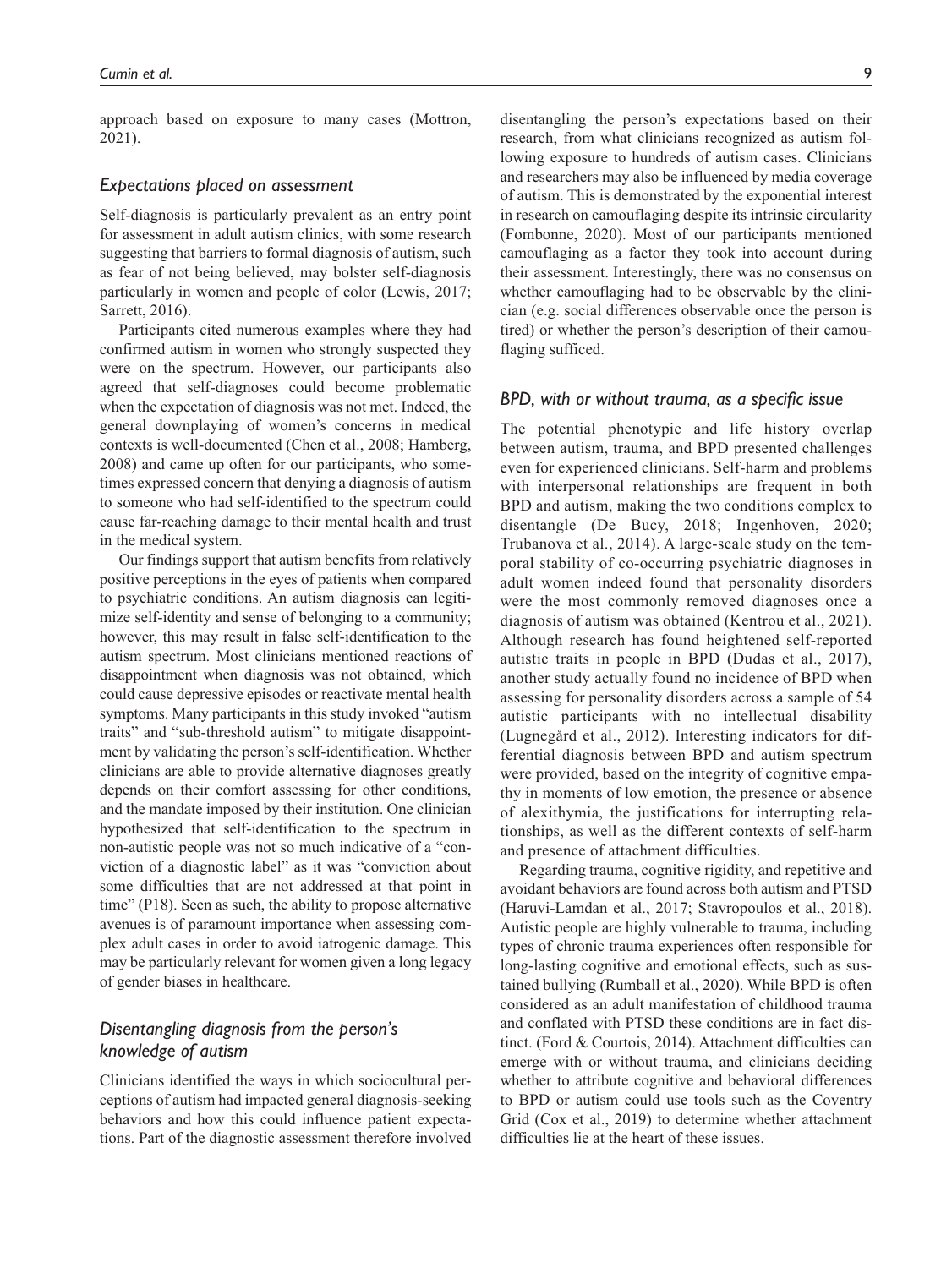approach based on exposure to many cases (Mottron, 2021).

### *Expectations placed on assessment*

Self-diagnosis is particularly prevalent as an entry point for assessment in adult autism clinics, with some research suggesting that barriers to formal diagnosis of autism, such as fear of not being believed, may bolster self-diagnosis particularly in women and people of color (Lewis, 2017; Sarrett, 2016).

Participants cited numerous examples where they had confirmed autism in women who strongly suspected they were on the spectrum. However, our participants also agreed that self-diagnoses could become problematic when the expectation of diagnosis was not met. Indeed, the general downplaying of women's concerns in medical contexts is well-documented (Chen et al., 2008; Hamberg, 2008) and came up often for our participants, who sometimes expressed concern that denying a diagnosis of autism to someone who had self-identified to the spectrum could cause far-reaching damage to their mental health and trust in the medical system.

Our findings support that autism benefits from relatively positive perceptions in the eyes of patients when compared to psychiatric conditions. An autism diagnosis can legitimize self-identity and sense of belonging to a community; however, this may result in false self-identification to the autism spectrum. Most clinicians mentioned reactions of disappointment when diagnosis was not obtained, which could cause depressive episodes or reactivate mental health symptoms. Many participants in this study invoked "autism traits" and "sub-threshold autism" to mitigate disappointment by validating the person's self-identification. Whether clinicians are able to provide alternative diagnoses greatly depends on their comfort assessing for other conditions, and the mandate imposed by their institution. One clinician hypothesized that self-identification to the spectrum in non-autistic people was not so much indicative of a "conviction of a diagnostic label" as it was "conviction about some difficulties that are not addressed at that point in time" (P18). Seen as such, the ability to propose alternative avenues is of paramount importance when assessing complex adult cases in order to avoid iatrogenic damage. This may be particularly relevant for women given a long legacy of gender biases in healthcare.

### *Disentangling diagnosis from the person's knowledge of autism*

Clinicians identified the ways in which sociocultural perceptions of autism had impacted general diagnosis-seeking behaviors and how this could influence patient expectations. Part of the diagnostic assessment therefore involved disentangling the person's expectations based on their research, from what clinicians recognized as autism following exposure to hundreds of autism cases. Clinicians and researchers may also be influenced by media coverage of autism. This is demonstrated by the exponential interest in research on camouflaging despite its intrinsic circularity (Fombonne, 2020). Most of our participants mentioned camouflaging as a factor they took into account during their assessment. Interestingly, there was no consensus on whether camouflaging had to be observable by the clinician (e.g. social differences observable once the person is tired) or whether the person's description of their camouflaging sufficed.

### *BPD, with or without trauma, as a specific issue*

The potential phenotypic and life history overlap between autism, trauma, and BPD presented challenges even for experienced clinicians. Self-harm and problems with interpersonal relationships are frequent in both BPD and autism, making the two conditions complex to disentangle (De Bucy, 2018; Ingenhoven, 2020; Trubanova et al., 2014). A large-scale study on the temporal stability of co-occurring psychiatric diagnoses in adult women indeed found that personality disorders were the most commonly removed diagnoses once a diagnosis of autism was obtained (Kentrou et al., 2021). Although research has found heightened self-reported autistic traits in people in BPD (Dudas et al., 2017), another study actually found no incidence of BPD when assessing for personality disorders across a sample of 54 autistic participants with no intellectual disability (Lugnegård et al., 2012). Interesting indicators for differential diagnosis between BPD and autism spectrum were provided, based on the integrity of cognitive empathy in moments of low emotion, the presence or absence of alexithymia, the justifications for interrupting relationships, as well as the different contexts of self-harm and presence of attachment difficulties.

Regarding trauma, cognitive rigidity, and repetitive and avoidant behaviors are found across both autism and PTSD (Haruvi-Lamdan et al., 2017; Stavropoulos et al., 2018). Autistic people are highly vulnerable to trauma, including types of chronic trauma experiences often responsible for long-lasting cognitive and emotional effects, such as sustained bullying (Rumball et al., 2020). While BPD is often considered as an adult manifestation of childhood trauma and conflated with PTSD these conditions are in fact distinct. (Ford & Courtois, 2014). Attachment difficulties can emerge with or without trauma, and clinicians deciding whether to attribute cognitive and behavioral differences to BPD or autism could use tools such as the Coventry Grid (Cox et al., 2019) to determine whether attachment difficulties lie at the heart of these issues.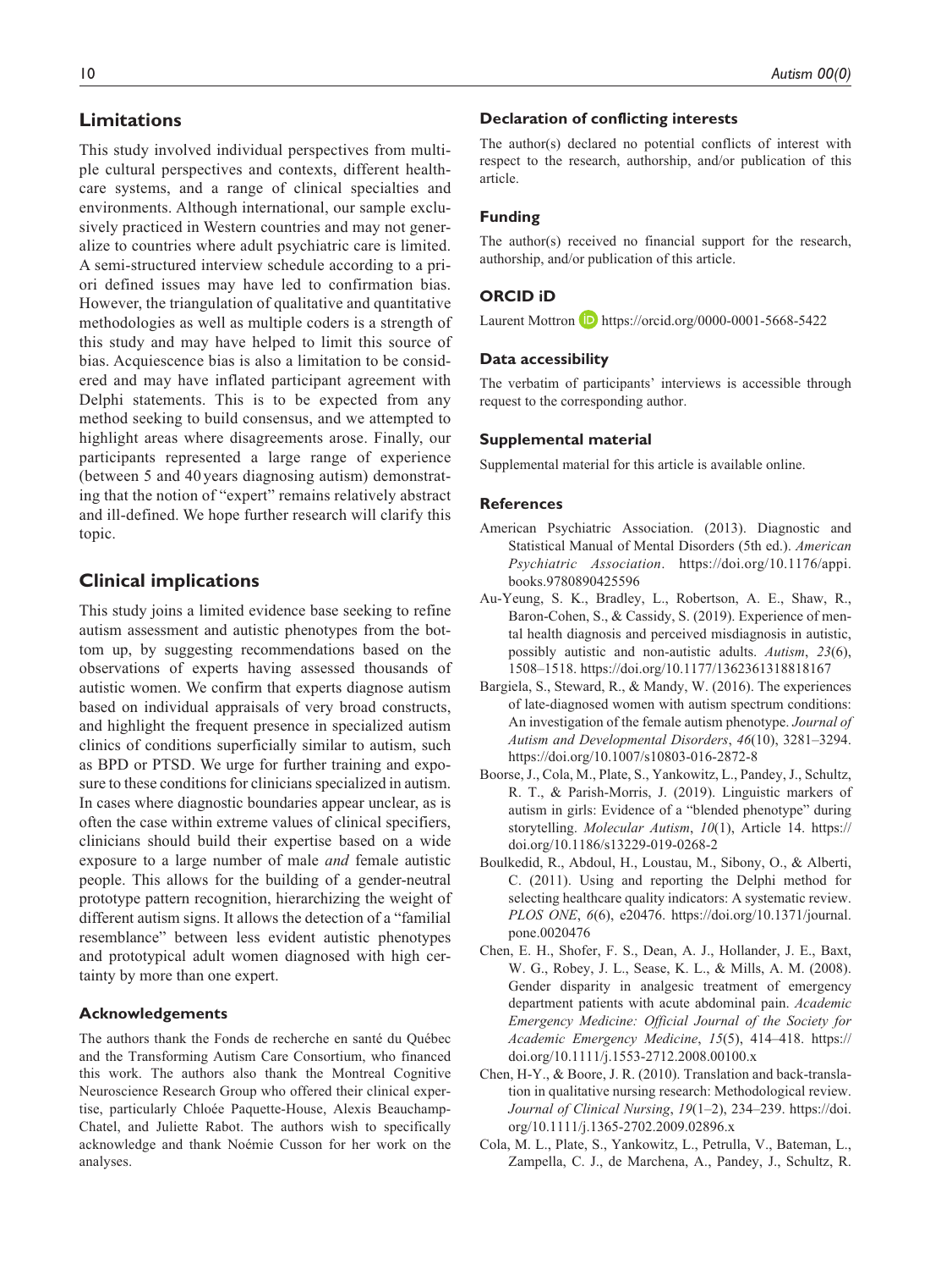## Limitations

This study involved individual perspectives from multiple cultural perspectives and contexts, different healthcare systems, and a range of clinical specialties and environments. Although international, our sample exclusively practiced in Western countries and may not generalize to countries where adult psychiatric care is limited. A semi-structured interview schedule according to a priori defined issues may have led to confirmation bias. However, the triangulation of qualitative and quantitative methodologies as well as multiple coders is a strength of this study and may have helped to limit this source of bias. Acquiescence bias is also a limitation to be considered and may have inflated participant agreement with Delphi statements. This is to be expected from any method seeking to build consensus, and we attempted to highlight areas where disagreements arose. Finally, our participants represented a large range of experience (between 5 and 40 years diagnosing autism) demonstrating that the notion of "expert" remains relatively abstract and ill-defined. We hope further research will clarify this topic.

## Clinical implications

This study joins a limited evidence base seeking to refine autism assessment and autistic phenotypes from the bottom up, by suggesting recommendations based on the observations of experts having assessed thousands of autistic women. We confirm that experts diagnose autism based on individual appraisals of very broad constructs, and highlight the frequent presence in specialized autism clinics of conditions superficially similar to autism, such as BPD or PTSD. We urge for further training and exposure to these conditions for clinicians specialized in autism. In cases where diagnostic boundaries appear unclear, as is often the case within extreme values of clinical specifiers, clinicians should build their expertise based on a wide exposure to a large number of male *and* female autistic people. This allows for the building of a gender-neutral prototype pattern recognition, hierarchizing the weight of different autism signs. It allows the detection of a "familial resemblance" between less evident autistic phenotypes and prototypical adult women diagnosed with high certainty by more than one expert.

### Acknowledgements

The authors thank the Fonds de recherche en santé du Québec and the Transforming Autism Care Consortium, who financed this work. The authors also thank the Montreal Cognitive Neuroscience Research Group who offered their clinical expertise, particularly Chloée Paquette-House, Alexis Beauchamp-Chatel, and Juliette Rabot. The authors wish to specifically acknowledge and thank Noémie Cusson for her work on the analyses.

### Declaration of conflicting interests

The author(s) declared no potential conflicts of interest with respect to the research, authorship, and/or publication of this article.

### Funding

The author(s) received no financial support for the research, authorship, and/or publication of this article.

### ORCID iD

Laurent Mottron https://orcid.org/0000-0001-5668-5422

### Data accessibility

The verbatim of participants' interviews is accessible through request to the corresponding author.

### Supplemental material

Supplemental material for this article is available online.

### References

American Psychiatric Association. (2013). Diagnostic and Statistical Manual of Mental Disorders (5th ed.). *American Psychiatric Association*. https://doi.org/10.1176/appi.books.9780890425596

Au-Yeung, S. K., Bradley, L., Robertson, A. E., Shaw, R., Baron-Cohen, S., & Cassidy, S. (2019). Experience of mental health diagnosis and perceived misdiagnosis in autistic, possibly autistic and non-autistic adults. *Autism*, *23*(6), 1508–1518. https://doi.org/10.1177/1362361318818167

Bargiela, S., Steward, R., & Mandy, W. (2016). The experiences of late-diagnosed women with autism spectrum conditions: An investigation of the female autism phenotype. *Journal of Autism and Developmental Disorders*, *46*(10), 3281–3294. https://doi.org/10.1007/s10803-016-2872-8

Boorse, J., Cola, M., Plate, S., Yankowitz, L., Pandey, J., Schultz, R. T., & Parish-Morris, J. (2019). Linguistic markers of autism in girls: Evidence of a "blended phenotype" during storytelling. *Molecular Autism*, *10*(1), Article 14. https://doi.org/10.1186/s13229-019-0268-2

Boulkedid, R., Abdoul, H., Loustau, M., Sibony, O., & Alberti, C. (2011). Using and reporting the Delphi method for selecting healthcare quality indicators: A systematic review. *PLOS ONE*, *6*(6), e20476. https://doi.org/10.1371/journal.pone.0020476

Chen, E. H., Shofer, F. S., Dean, A. J., Hollander, J. E., Baxt, W. G., Robey, J. L., Sease, K. L., & Mills, A. M. (2008). Gender disparity in analgesic treatment of emergency department patients with acute abdominal pain. *Academic Emergency Medicine: Official Journal of the Society for Academic Emergency Medicine*, *15*(5), 414–418. https://doi.org/10.1111/j.1553-2712.2008.00100.x

Chen, H-Y., & Boore, J. R. (2010). Translation and back-translation in qualitative nursing research: Methodological review. *Journal of Clinical Nursing*, *19*(1–2), 234–239. https://doi.org/10.1111/j.1365-2702.2009.02896.x

Cola, M. L., Plate, S., Yankowitz, L., Petrulla, V., Bateman, L., Zampella, C. J., de Marchena, A., Pandey, J., Schultz, R.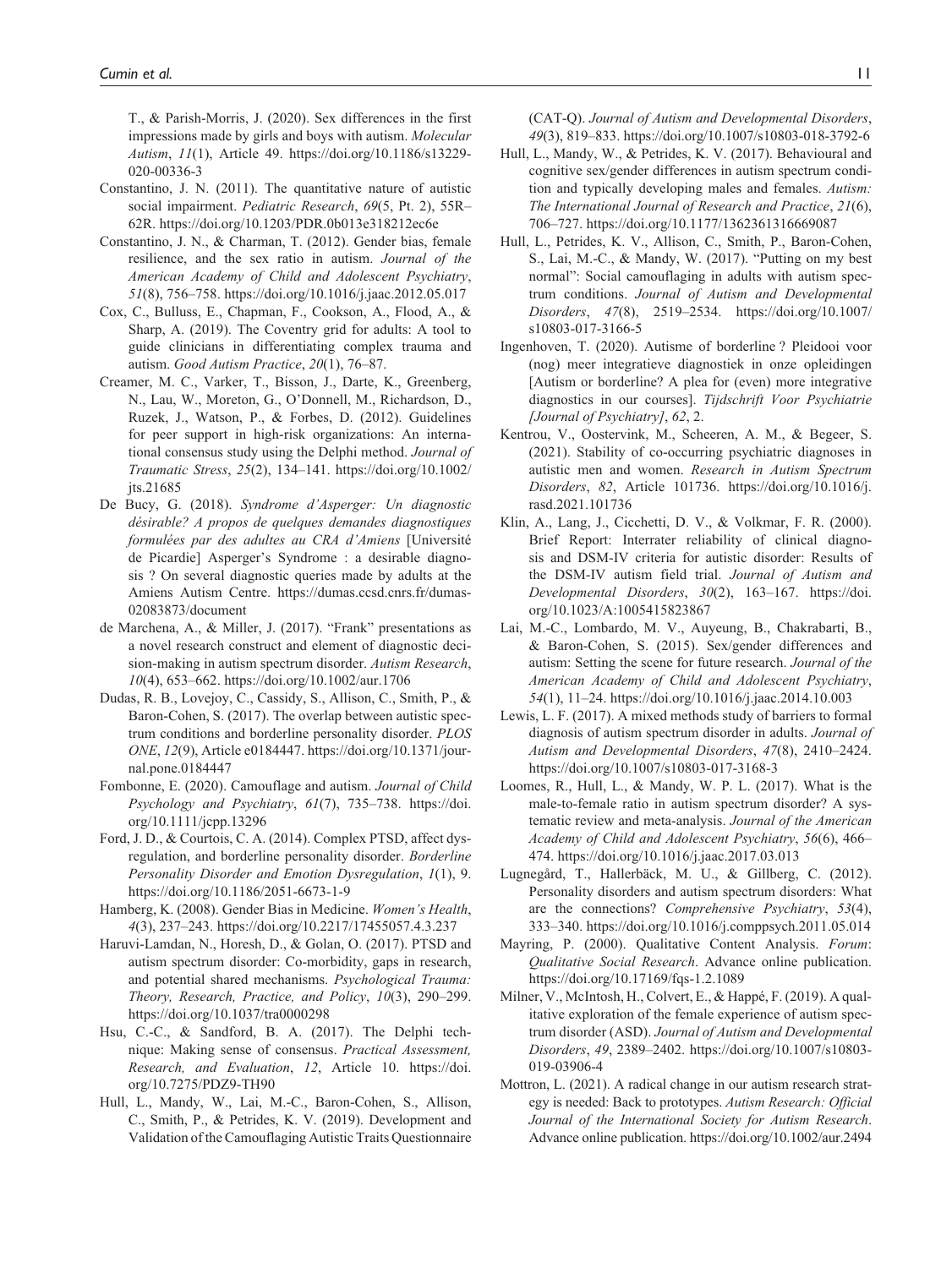T., & Parish-Morris, J. (2020). Sex differences in the first impressions made by girls and boys with autism. *Molecular Autism*, *11*(1), Article 49. https://doi.org/10.1186/s13229-020-00336-3

Constantino, J. N. (2011). The quantitative nature of autistic social impairment. *Pediatric Research*, *69*(5, Pt. 2), 55R–62R. https://doi.org/10.1203/PDR.0b013e318212ec6e

Constantino, J. N., & Charman, T. (2012). Gender bias, female resilience, and the sex ratio in autism. *Journal of the American Academy of Child and Adolescent Psychiatry*, *51*(8), 756–758. https://doi.org/10.1016/j.jaac.2012.05.017

Cox, C., Bulluss, E., Chapman, F., Cookson, A., Flood, A., & Sharp, A. (2019). The Coventry grid for adults: A tool to guide clinicians in differentiating complex trauma and autism. *Good Autism Practice*, *20*(1), 76–87.

Creamer, M. C., Varker, T., Bisson, J., Darte, K., Greenberg, N., Lau, W., Moreton, G., O'Donnell, M., Richardson, D., Ruzek, J., Watson, P., & Forbes, D. (2012). Guidelines for peer support in high-risk organizations: An international consensus study using the Delphi method. *Journal of Traumatic Stress*, *25*(2), 134–141. https://doi.org/10.1002/jts.21685

De Bucy, G. (2018). *Syndrome d'Asperger: Un diagnostic désirable? A propos de quelques demandes diagnostiques formulées par des adultes au CRA d'Amiens* [Université de Picardie] Asperger's Syndrome : a desirable diagnosis ? On several diagnostic queries made by adults at the Amiens Autism Centre. https://dumas.ccsd.cnrs.fr/dumas-02083873/document

de Marchena, A., & Miller, J. (2017). "Frank" presentations as a novel research construct and element of diagnostic decision-making in autism spectrum disorder. *Autism Research*, *10*(4), 653–662. https://doi.org/10.1002/aur.1706

Dudas, R. B., Lovejoy, C., Cassidy, S., Allison, C., Smith, P., & Baron-Cohen, S. (2017). The overlap between autistic spectrum conditions and borderline personality disorder. *PLOS ONE*, *12*(9), Article e0184447. https://doi.org/10.1371/journal.pone.0184447

Fombonne, E. (2020). Camouflage and autism. *Journal of Child Psychology and Psychiatry*, *61*(7), 735–738. https://doi.org/10.1111/jcpp.13296

Ford, J. D., & Courtois, C. A. (2014). Complex PTSD, affect dysregulation, and borderline personality disorder. *Borderline Personality Disorder and Emotion Dysregulation*, *1*(1), 9. https://doi.org/10.1186/2051-6673-1-9

Hamberg, K. (2008). Gender Bias in Medicine. *Women's Health*, *4*(3), 237–243. https://doi.org/10.2217/17455057.4.3.237

Haruvi-Lamdan, N., Horesh, D., & Golan, O. (2017). PTSD and autism spectrum disorder: Co-morbidity, gaps in research, and potential shared mechanisms. *Psychological Trauma: Theory, Research, Practice, and Policy*, *10*(3), 290–299. https://doi.org/10.1037/tra0000298

Hsu, C.-C., & Sandford, B. A. (2017). The Delphi technique: Making sense of consensus. *Practical Assessment, Research, and Evaluation*, *12*, Article 10. https://doi.org/10.7275/PDZ9-TH90

Hull, L., Mandy, W., Lai, M.-C., Baron-Cohen, S., Allison, C., Smith, P., & Petrides, K. V. (2019). Development and Validation of the Camouflaging Autistic Traits Questionnaire (CAT-Q). *Journal of Autism and Developmental Disorders*, *49*(3), 819–833. https://doi.org/10.1007/s10803-018-3792-6

Hull, L., Mandy, W., & Petrides, K. V. (2017). Behavioural and cognitive sex/gender differences in autism spectrum condition and typically developing males and females. *Autism: The International Journal of Research and Practice*, *21*(6), 706–727. https://doi.org/10.1177/1362361316669087

Hull, L., Petrides, K. V., Allison, C., Smith, P., Baron-Cohen, S., Lai, M.-C., & Mandy, W. (2017). "Putting on my best normal": Social camouflaging in adults with autism spectrum conditions. *Journal of Autism and Developmental Disorders*, *47*(8), 2519–2534. https://doi.org/10.1007/s10803-017-3166-5

Ingenhoven, T. (2020). Autisme of borderline ? Pleidooi voor (nog) meer integratieve diagnostiek in onze opleidingen [Autism or borderline? A plea for (even) more integrative diagnostics in our courses]. *Tijdschrift Voor Psychiatrie [Journal of Psychiatry]*, *62*, 2.

Kentrou, V., Oostervink, M., Scheeren, A. M., & Begeer, S. (2021). Stability of co-occurring psychiatric diagnoses in autistic men and women. *Research in Autism Spectrum Disorders*, *82*, Article 101736. https://doi.org/10.1016/j.rasd.2021.101736

Klin, A., Lang, J., Cicchetti, D. V., & Volkmar, F. R. (2000). Brief Report: Interrater reliability of clinical diagnosis and DSM-IV criteria for autistic disorder: Results of the DSM-IV autism field trial. *Journal of Autism and Developmental Disorders*, *30*(2), 163–167. https://doi.org/10.1023/A:1005415823867

Lai, M.-C., Lombardo, M. V., Auyeung, B., Chakrabarti, B., & Baron-Cohen, S. (2015). Sex/gender differences and autism: Setting the scene for future research. *Journal of the American Academy of Child and Adolescent Psychiatry*, *54*(1), 11–24. https://doi.org/10.1016/j.jaac.2014.10.003

Lewis, L. F. (2017). A mixed methods study of barriers to formal diagnosis of autism spectrum disorder in adults. *Journal of Autism and Developmental Disorders*, *47*(8), 2410–2424. https://doi.org/10.1007/s10803-017-3168-3

Loomes, R., Hull, L., & Mandy, W. P. L. (2017). What is the male-to-female ratio in autism spectrum disorder? A systematic review and meta-analysis. *Journal of the American Academy of Child and Adolescent Psychiatry*, *56*(6), 466–474. https://doi.org/10.1016/j.jaac.2017.03.013

Lugnegård, T., Hallerbäck, M. U., & Gillberg, C. (2012). Personality disorders and autism spectrum disorders: What are the connections? *Comprehensive Psychiatry*, *53*(4), 333–340. https://doi.org/10.1016/j.comppsych.2011.05.014

Mayring, P. (2000). Qualitative Content Analysis. *Forum*: *Qualitative Social Research*. Advance online publication. https://doi.org/10.17169/fqs-1.2.1089

Milner, V., McIntosh, H., Colvert, E., & Happé, F. (2019). A qualitative exploration of the female experience of autism spectrum disorder (ASD). *Journal of Autism and Developmental Disorders*, *49*, 2389–2402. https://doi.org/10.1007/s10803-019-03906-4

Mottron, L. (2021). A radical change in our autism research strategy is needed: Back to prototypes. *Autism Research: Official Journal of the International Society for Autism Research*. Advance online publication. https://doi.org/10.1002/aur.2494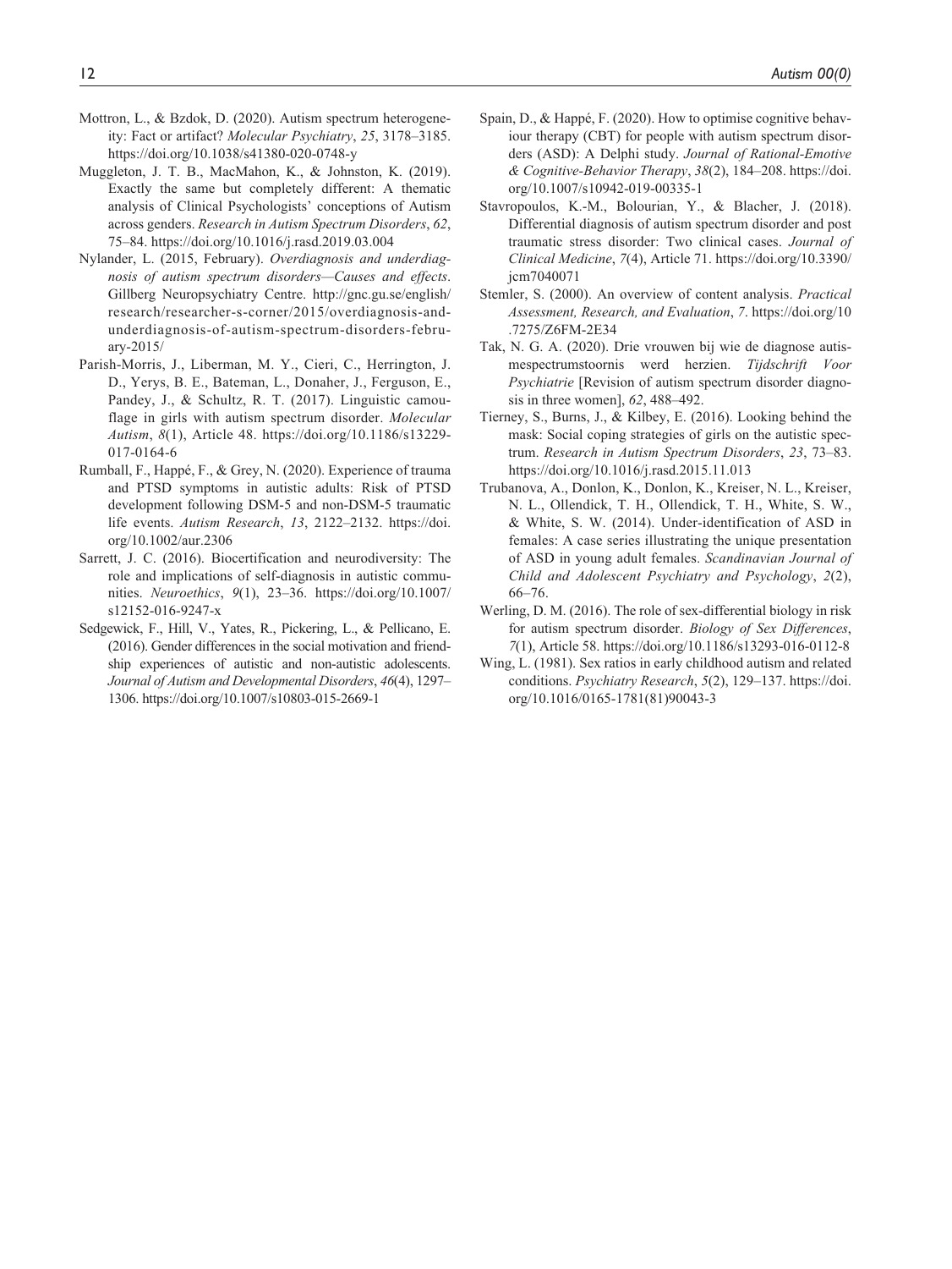Mottron, L., & Bzdok, D. (2020). Autism spectrum heterogeneity: Fact or artifact? *Molecular Psychiatry*, *25*, 3178–3185. https://doi.org/10.1038/s41380-020-0748-y

Muggleton, J. T. B., MacMahon, K., & Johnston, K. (2019). Exactly the same but completely different: A thematic analysis of Clinical Psychologists' conceptions of Autism across genders. *Research in Autism Spectrum Disorders*, *62*, 75–84. https://doi.org/10.1016/j.rasd.2019.03.004

Nylander, L. (2015, February). *Overdiagnosis and underdiagnosis of autism spectrum disorders—Causes and effects*. Gillberg Neuropsychiatry Centre. http://gnc.gu.se/english/research/researcher-s-corner/2015/overdiagnosis-and-underdiagnosis-of-autism-spectrum-disorders-february-2015/

Parish-Morris, J., Liberman, M. Y., Cieri, C., Herrington, J. D., Yerys, B. E., Bateman, L., Donaher, J., Ferguson, E., Pandey, J., & Schultz, R. T. (2017). Linguistic camouflage in girls with autism spectrum disorder. *Molecular Autism*, *8*(1), Article 48. https://doi.org/10.1186/s13229-017-0164-6

Rumball, F., Happé, F., & Grey, N. (2020). Experience of trauma and PTSD symptoms in autistic adults: Risk of PTSD development following DSM-5 and non-DSM-5 traumatic life events. *Autism Research*, *13*, 2122–2132. https://doi.org/10.1002/aur.2306

Sarrett, J. C. (2016). Biocertification and neurodiversity: The role and implications of self-diagnosis in autistic communities. *Neuroethics*, *9*(1), 23–36. https://doi.org/10.1007/s12152-016-9247-x

Sedgewick, F., Hill, V., Yates, R., Pickering, L., & Pellicano, E. (2016). Gender differences in the social motivation and friendship experiences of autistic and non-autistic adolescents. *Journal of Autism and Developmental Disorders*, *46*(4), 1297–1306. https://doi.org/10.1007/s10803-015-2669-1

Spain, D., & Happé, F. (2020). How to optimise cognitive behaviour therapy (CBT) for people with autism spectrum disorders (ASD): A Delphi study. *Journal of Rational-Emotive & Cognitive-Behavior Therapy*, *38*(2), 184–208. https://doi.org/10.1007/s10942-019-00335-1

Stavropoulos, K.-M., Bolourian, Y., & Blacher, J. (2018). Differential diagnosis of autism spectrum disorder and post traumatic stress disorder: Two clinical cases. *Journal of Clinical Medicine*, *7*(4), Article 71. https://doi.org/10.3390/jcm7040071

Stemler, S. (2000). An overview of content analysis. *Practical Assessment, Research, and Evaluation*, *7*. https://doi.org/10.7275/Z6FM-2E34

Tak, N. G. A. (2020). Drie vrouwen bij wie de diagnose autismespectrumstoornis werd herzien. *Tijdschrift Voor Psychiatrie* [Revision of autism spectrum disorder diagnosis in three women], *62*, 488–492.

Tierney, S., Burns, J., & Kilbey, E. (2016). Looking behind the mask: Social coping strategies of girls on the autistic spectrum. *Research in Autism Spectrum Disorders*, *23*, 73–83. https://doi.org/10.1016/j.rasd.2015.11.013

Trubanova, A., Donlon, K., Donlon, K., Kreiser, N. L., Kreiser, N. L., Ollendick, T. H., Ollendick, T. H., White, S. W., & White, S. W. (2014). Under-identification of ASD in females: A case series illustrating the unique presentation of ASD in young adult females. *Scandinavian Journal of Child and Adolescent Psychiatry and Psychology*, *2*(2), 66–76.

Werling, D. M. (2016). The role of sex-differential biology in risk for autism spectrum disorder. *Biology of Sex Differences*, *7*(1), Article 58. https://doi.org/10.1186/s13293-016-0112-8

Wing, L. (1981). Sex ratios in early childhood autism and related conditions. *Psychiatry Research*, *5*(2), 129–137. https://doi.org/10.1016/0165-1781(81)90043-3